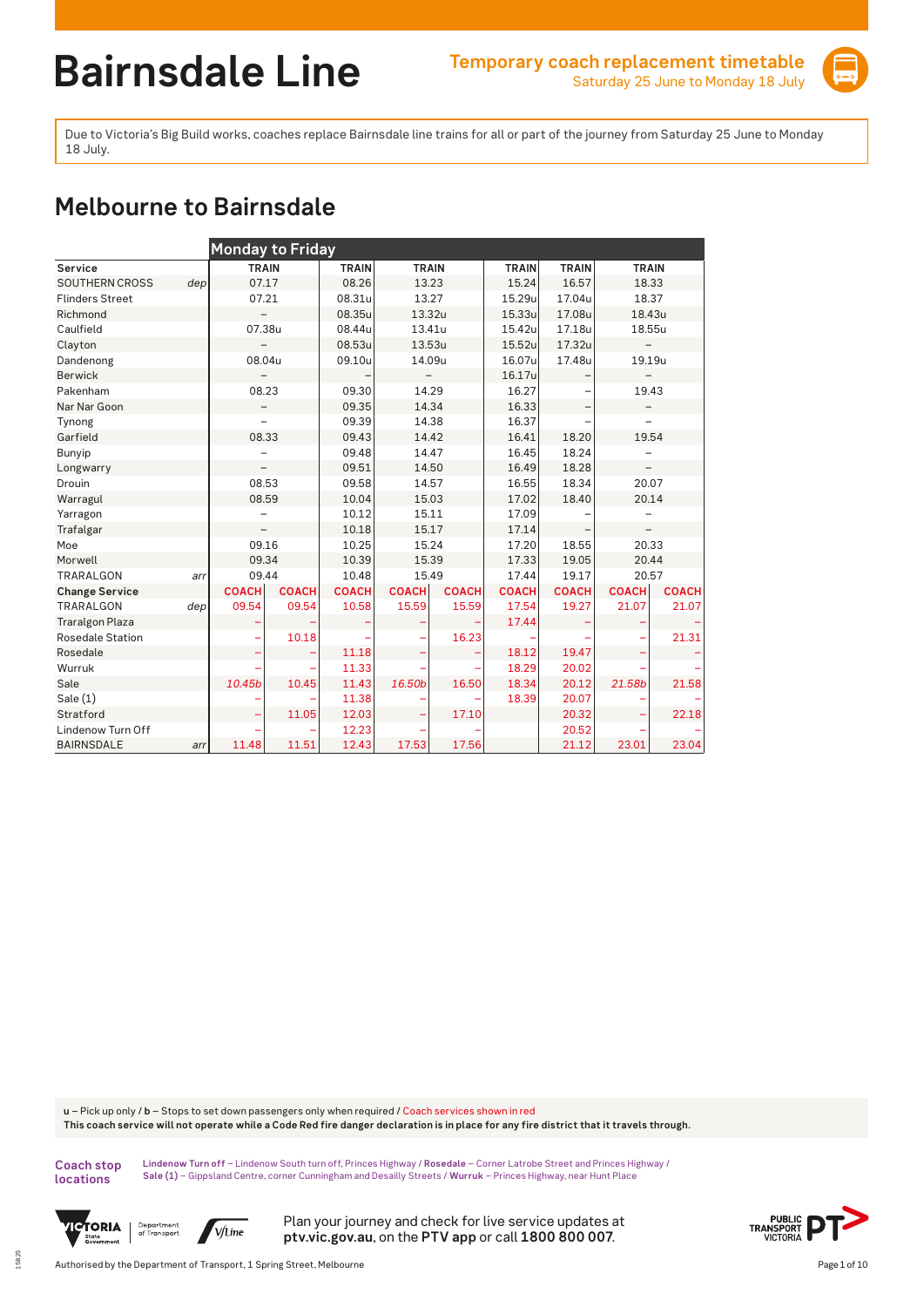# Bairnsdale Line

**Temporary coach replacement timetable**
Saturday 25 June to Monday 18 July

Due to Victoria's Big Build works, coaches replace Bairnsdale line trains for all or part of the journey from Saturday 25 June to Monday 18 July.

## Melbourne to Bairnsdale

| | | Monday to Friday | | | | | | | | |
|---|---|---|---|---|---|---|---|---|---|---|
| **Service** | | **TRAIN** | | **TRAIN** | **TRAIN** | | **TRAIN** | **TRAIN** | **TRAIN** | |
| SOUTHERN CROSS | *dep* | 07.17 | | 08.26 | 13.23 | | 15.24 | 16.57 | 18.33 | |
| Flinders Street | | 07.21 | | 08.31u | 13.27 | | 15.29u | 17.04u | 18.37 | |
| Richmond | | – | | 08.35u | 13.32u | | 15.33u | 17.08u | 18.43u | |
| Caulfield | | 07.38u | | 08.44u | 13.41u | | 15.42u | 17.18u | 18.55u | |
| Clayton | | – | | 08.53u | 13.53u | | 15.52u | 17.32u | – | |
| Dandenong | | 08.04u | | 09.10u | 14.09u | | 16.07u | 17.48u | 19.19u | |
| Berwick | | – | | – | – | | 16.17u | – | – | |
| Pakenham | | 08.23 | | 09.30 | 14.29 | | 16.27 | – | 19.43 | |
| Nar Nar Goon | | – | | 09.35 | 14.34 | | 16.33 | – | – | |
| Tynong | | – | | 09.39 | 14.38 | | 16.37 | – | – | |
| Garfield | | 08.33 | | 09.43 | 14.42 | | 16.41 | 18.20 | 19.54 | |
| Bunyip | | – | | 09.48 | 14.47 | | 16.45 | 18.24 | – | |
| Longwarry | | – | | 09.51 | 14.50 | | 16.49 | 18.28 | – | |
| Drouin | | 08.53 | | 09.58 | 14.57 | | 16.55 | 18.34 | 20.07 | |
| Warragul | | 08.59 | | 10.04 | 15.03 | | 17.02 | 18.40 | 20.14 | |
| Yarragon | | – | | 10.12 | 15.11 | | 17.09 | – | – | |
| Trafalgar | | – | | 10.18 | 15.17 | | 17.14 | – | – | |
| Moe | | 09.16 | | 10.25 | 15.24 | | 17.20 | 18.55 | 20.33 | |
| Morwell | | 09.34 | | 10.39 | 15.39 | | 17.33 | 19.05 | 20.44 | |
| TRARALGON | *arr* | 09.44 | | 10.48 | 15.49 | | 17.44 | 19.17 | 20.57 | |
| **Change Service** | | **COACH** | **COACH** | **COACH** | **COACH** | **COACH** | **COACH** | **COACH** | **COACH** | **COACH** |
| TRARALGON | *dep* | 09.54 | 09.54 | 10.58 | 15.59 | 15.59 | 17.54 | 19.27 | 21.07 | 21.07 |
| Traralgon Plaza | | – | – | – | – | – | 17.44 | – | – | – |
| Rosedale Station | | – | 10.18 | – | – | 16.23 | – | – | – | 21.31 |
| Rosedale | | – | – | 11.18 | – | – | 18.12 | 19.47 | – | – |
| Wurruk | | – | – | 11.33 | – | – | 18.29 | 20.02 | – | – |
| Sale | | *10.45b* | 10.45 | 11.43 | *16.50b* | 16.50 | 18.34 | 20.12 | *21.58b* | 21.58 |
| Sale (1) | | – | – | 11.38 | – | – | 18.39 | 20.07 | – | – |
| Stratford | | – | 11.05 | 12.03 | – | 17.10 | | 20.32 | – | 22.18 |
| Lindenow Turn Off | | – | – | 12.23 | – | – | | 20.52 | – | – |
| BAIRNSDALE | *arr* | 11.48 | 11.51 | 12.43 | 17.53 | 17.56 | | 21.12 | 23.01 | 23.04 |

**u** – Pick up only / **b** – Stops to set down passengers only when required / Coach services shown in red
**This coach service will not operate while a Code Red fire danger declaration is in place for any fire district that it travels through.**

**Coach stop locations**
**Lindenow Turn off** – Lindenow South turn off, Princes Highway / **Rosedale** – Corner Latrobe Street and Princes Highway / **Sale (1)** – Gippsland Centre, corner Cunningham and Desailly Streets / **Wurruk** – Princes Highway, near Hunt Place

Plan your journey and check for live service updates at **ptv.vic.gov.au**, on the **PTV app** or call **1800 800 007**.

Authorised by the Department of Transport, 1 Spring Street, Melbourne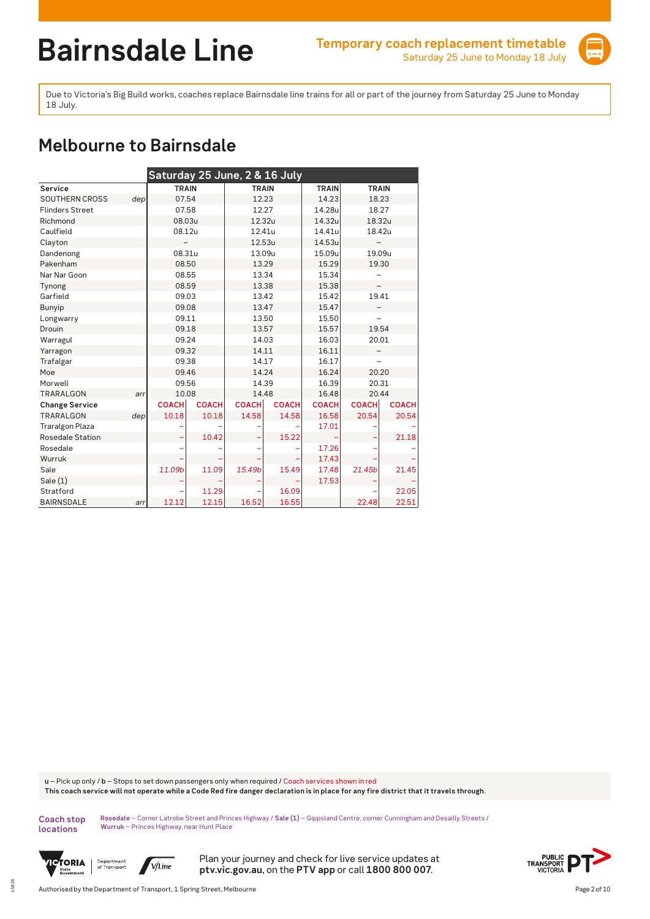# Bairnsdale Line

**Temporary coach replacement timetable**
Saturday 25 June to Monday 18 July

Due to Victoria's Big Build works, coaches replace Bairnsdale line trains for all or part of the journey from Saturday 25 June to Monday 18 July.

## Melbourne to Bairnsdale

| | | Saturday 25 June, 2 & 16 July | | | | | | |
|---|---|---|---|---|---|---|---|---|
| **Service** | | **TRAIN** | | **TRAIN** | | **TRAIN** | **TRAIN** | |
| SOUTHERN CROSS | *dep* | 07.54 | | 12.23 | | 14.23 | 18.23 | |
| Flinders Street | | 07.58 | | 12.27 | | 14.28u | 18.27 | |
| Richmond | | 08.03u | | 12.32u | | 14.32u | 18.32u | |
| Caulfield | | 08.12u | | 12.41u | | 14.41u | 18.42u | |
| Clayton | | – | | 12.53u | | 14.53u | – | |
| Dandenong | | 08.31u | | 13.09u | | 15.09u | 19.09u | |
| Pakenham | | 08.50 | | 13.29 | | 15.29 | 19.30 | |
| Nar Nar Goon | | 08.55 | | 13.34 | | 15.34 | – | |
| Tynong | | 08.59 | | 13.38 | | 15.38 | – | |
| Garfield | | 09.03 | | 13.42 | | 15.42 | 19.41 | |
| Bunyip | | 09.08 | | 13.47 | | 15.47 | – | |
| Longwarry | | 09.11 | | 13.50 | | 15.50 | – | |
| Drouin | | 09.18 | | 13.57 | | 15.57 | 19.54 | |
| Warragul | | 09.24 | | 14.03 | | 16.03 | 20.01 | |
| Yarragon | | 09.32 | | 14.11 | | 16.11 | – | |
| Trafalgar | | 09.38 | | 14.17 | | 16.17 | – | |
| Moe | | 09.46 | | 14.24 | | 16.24 | 20.20 | |
| Morwell | | 09.56 | | 14.39 | | 16.39 | 20.31 | |
| TRARALGON | *arr* | 10.08 | | 14.48 | | 16.48 | 20.44 | |
| **Change Service** | | **COACH** | **COACH** | **COACH** | **COACH** | **COACH** | **COACH** | **COACH** |
| TRARALGON | *dep* | 10.18 | 10.18 | 14.58 | 14.58 | 16.58 | 20.54 | 20.54 |
| Traralgon Plaza | | – | – | – | – | 17.01 | – | – |
| Rosedale Station | | – | 10.42 | – | 15.22 | – | – | 21.18 |
| Rosedale | | – | – | – | – | 17.26 | – | – |
| Wurruk | | – | – | – | – | 17.43 | – | – |
| Sale | | *11.09b* | 11.09 | *15.49b* | 15.49 | 17.48 | *21.45b* | 21.45 |
| Sale (1) | | – | – | – | – | 17.53 | – | – |
| Stratford | | – | 11.29 | – | 16.09 | | – | 22.05 |
| BAIRNSDALE | *arr* | 12.12 | 12.15 | 16.52 | 16.55 | | 22.48 | 22.51 |

**u** – Pick up only / **b** – Stops to set down passengers only when required / Coach services shown in red
**This coach service will not operate while a Code Red fire danger declaration is in place for any fire district that it travels through.**

**Coach stop locations**
**Rosedale** – Corner Latrobe Street and Princes Highway / **Sale (1)** – Gippsland Centre, corner Cunningham and Desailly Streets / **Wurruk** – Princes Highway, near Hunt Place

Plan your journey and check for live service updates at **ptv.vic.gov.au**, on the **PTV app** or call **1800 800 007**.

Authorised by the Department of Transport, 1 Spring Street, Melbourne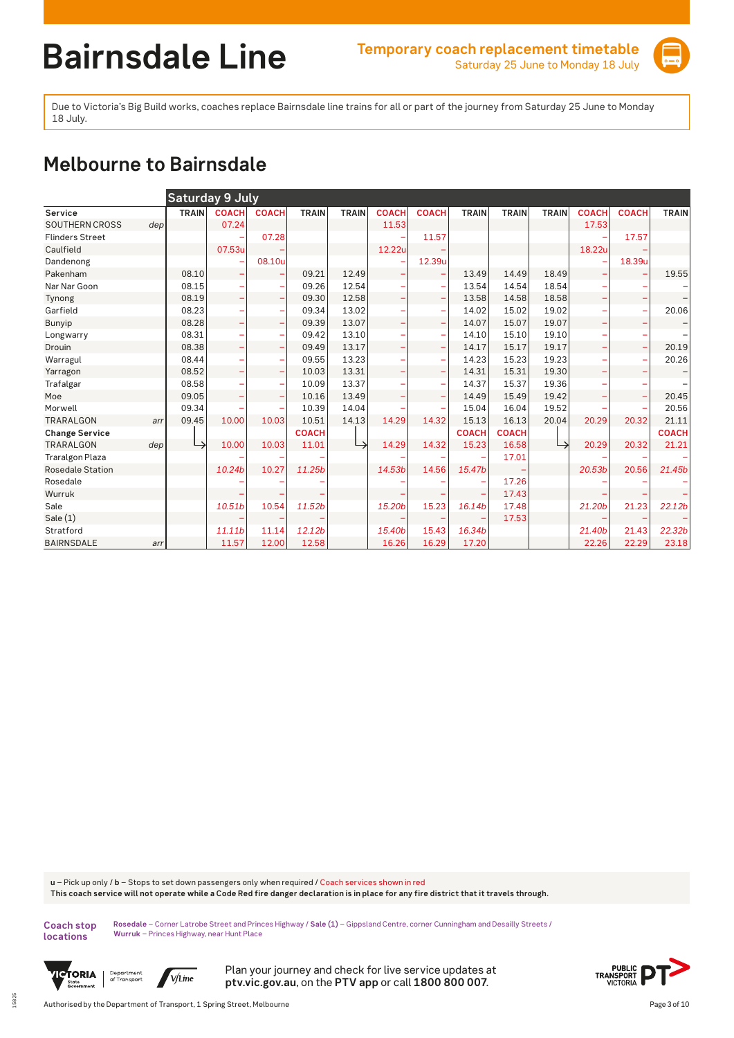# Bairnsdale Line

**Temporary coach replacement timetable**
Saturday 25 June to Monday 18 July

Due to Victoria's Big Build works, coaches replace Bairnsdale line trains for all or part of the journey from Saturday 25 June to Monday 18 July.

## Melbourne to Bairnsdale

| | | Saturday 9 July | | | | | | | | | | | | |
|---|---|---|---|---|---|---|---|---|---|---|---|---|---|---|
| **Service** | | **TRAIN** | **COACH** | **COACH** | **TRAIN** | **TRAIN** | **COACH** | **COACH** | **TRAIN** | **TRAIN** | **TRAIN** | **COACH** | **COACH** | **TRAIN** |
| SOUTHERN CROSS | dep | | 07.24 | | | | 11.53 | | | | | 17.53 | | |
| Flinders Street | | | – | 07.28 | | | – | 11.57 | | | | – | 17.57 | |
| Caulfield | | | 07.53u | – | | | 12.22u | – | | | | 18.22u | – | |
| Dandenong | | | – | 08.10u | | | – | 12.39u | | | | – | 18.39u | |
| Pakenham | | 08.10 | – | – | 09.21 | 12.49 | – | – | 13.49 | 14.49 | 18.49 | – | – | 19.55 |
| Nar Nar Goon | | 08.15 | – | – | 09.26 | 12.54 | – | – | 13.54 | 14.54 | 18.54 | – | – | – |
| Tynong | | 08.19 | – | – | 09.30 | 12.58 | – | – | 13.58 | 14.58 | 18.58 | – | – | – |
| Garfield | | 08.23 | – | – | 09.34 | 13.02 | – | – | 14.02 | 15.02 | 19.02 | – | – | 20.06 |
| Bunyip | | 08.28 | – | – | 09.39 | 13.07 | – | – | 14.07 | 15.07 | 19.07 | – | – | – |
| Longwarry | | 08.31 | – | – | 09.42 | 13.10 | – | – | 14.10 | 15.10 | 19.10 | – | – | – |
| Drouin | | 08.38 | – | – | 09.49 | 13.17 | – | – | 14.17 | 15.17 | 19.17 | – | – | 20.19 |
| Warragul | | 08.44 | – | – | 09.55 | 13.23 | – | – | 14.23 | 15.23 | 19.23 | – | – | 20.26 |
| Yarragon | | 08.52 | – | – | 10.03 | 13.31 | – | – | 14.31 | 15.31 | 19.30 | – | – | – |
| Trafalgar | | 08.58 | – | – | 10.09 | 13.37 | – | – | 14.37 | 15.37 | 19.36 | – | – | – |
| Moe | | 09.05 | – | – | 10.16 | 13.49 | – | – | 14.49 | 15.49 | 19.42 | – | – | 20.45 |
| Morwell | | 09.34 | – | – | 10.39 | 14.04 | – | – | 15.04 | 16.04 | 19.52 | – | – | 20.56 |
| TRARALGON | arr | 09.45 | 10.00 | 10.03 | 10.51 | 14.13 | 14.29 | 14.32 | 15.13 | 16.13 | 20.04 | 20.29 | 20.32 | 21.11 |
| **Change Service** | | | | | **COACH** | | | | **COACH** | **COACH** | | | | **COACH** |
| TRARALGON | dep | ↳ | 10.00 | 10.03 | 11.01 | ↳ | 14.29 | 14.32 | 15.23 | 16.58 | ↳ | 20.29 | 20.32 | 21.21 |
| Traralgon Plaza | | | – | – | – | | – | – | – | 17.01 | | – | – | – |
| Rosedale Station | | | *10.24b* | 10.27 | *11.25b* | | *14.53b* | 14.56 | *15.47b* | – | | *20.53b* | 20.56 | *21.45b* |
| Rosedale | | | – | – | – | | – | – | – | 17.26 | | – | – | – |
| Wurruk | | | – | – | – | | – | – | – | 17.43 | | – | – | – |
| Sale | | | *10.51b* | 10.54 | *11.52b* | | *15.20b* | 15.23 | *16.14b* | 17.48 | | *21.20b* | 21.23 | *22.12b* |
| Sale (1) | | | – | – | – | | – | – | – | 17.53 | | – | – | – |
| Stratford | | | *11.11b* | 11.14 | *12.12b* | | *15.40b* | 15.43 | *16.34b* | | | *21.40b* | 21.43 | *22.32b* |
| BAIRNSDALE | arr | | 11.57 | 12.00 | 12.58 | | 16.26 | 16.29 | 17.20 | | | 22.26 | 22.29 | 23.18 |

**u** – Pick up only / **b** – Stops to set down passengers only when required / Coach services shown in red
**This coach service will not operate while a Code Red fire danger declaration is in place for any fire district that it travels through.**

**Coach stop locations**
**Rosedale** – Corner Latrobe Street and Princes Highway / **Sale (1)** – Gippsland Centre, corner Cunningham and Desailly Streets / **Wurruk** – Princes Highway, near Hunt Place

Plan your journey and check for live service updates at **ptv.vic.gov.au**, on the **PTV app** or call **1800 800 007**.

Authorised by the Department of Transport, 1 Spring Street, Melbourne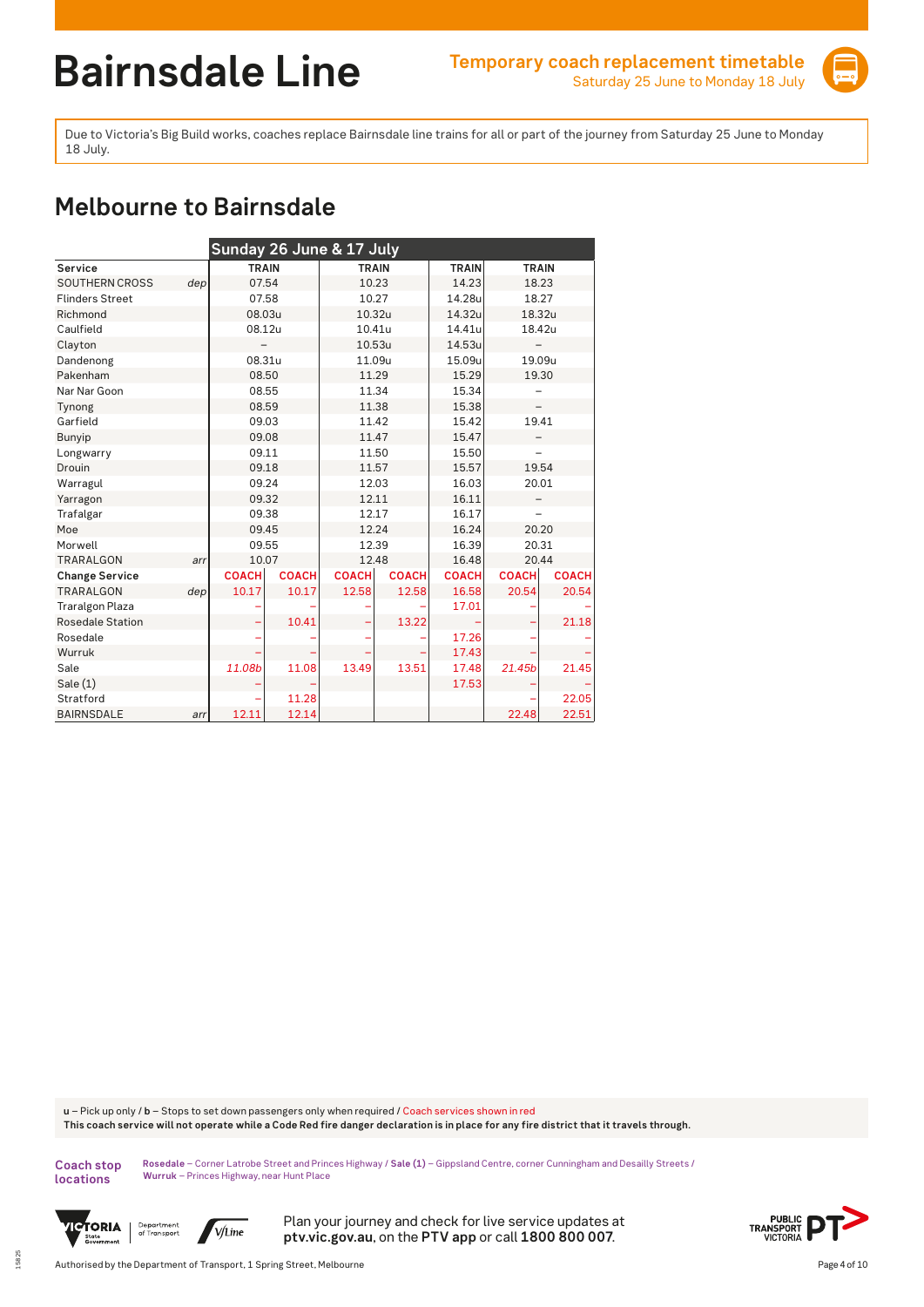# Bairnsdale Line

**Temporary coach replacement timetable**
Saturday 25 June to Monday 18 July

Due to Victoria's Big Build works, coaches replace Bairnsdale line trains for all or part of the journey from Saturday 25 June to Monday 18 July.

## Melbourne to Bairnsdale

| | Sunday 26 June & 17 July | | | | | | |
|---|---|---|---|---|---|---|---|
| **Service** | **TRAIN** | | **TRAIN** | | **TRAIN** | **TRAIN** | |
| SOUTHERN CROSS *dep* | 07.54 | | 10.23 | | 14.23 | 18.23 | |
| Flinders Street | 07.58 | | 10.27 | | 14.28u | 18.27 | |
| Richmond | 08.03u | | 10.32u | | 14.32u | 18.32u | |
| Caulfield | 08.12u | | 10.41u | | 14.41u | 18.42u | |
| Clayton | – | | 10.53u | | 14.53u | – | |
| Dandenong | 08.31u | | 11.09u | | 15.09u | 19.09u | |
| Pakenham | 08.50 | | 11.29 | | 15.29 | 19.30 | |
| Nar Nar Goon | 08.55 | | 11.34 | | 15.34 | – | |
| Tynong | 08.59 | | 11.38 | | 15.38 | – | |
| Garfield | 09.03 | | 11.42 | | 15.42 | 19.41 | |
| Bunyip | 09.08 | | 11.47 | | 15.47 | – | |
| Longwarry | 09.11 | | 11.50 | | 15.50 | – | |
| Drouin | 09.18 | | 11.57 | | 15.57 | 19.54 | |
| Warragul | 09.24 | | 12.03 | | 16.03 | 20.01 | |
| Yarragon | 09.32 | | 12.11 | | 16.11 | – | |
| Trafalgar | 09.38 | | 12.17 | | 16.17 | – | |
| Moe | 09.45 | | 12.24 | | 16.24 | 20.20 | |
| Morwell | 09.55 | | 12.39 | | 16.39 | 20.31 | |
| TRARALGON *arr* | 10.07 | | 12.48 | | 16.48 | 20.44 | |
| **Change Service** | **COACH** | **COACH** | **COACH** | **COACH** | **COACH** | **COACH** | **COACH** |
| TRARALGON *dep* | 10.17 | 10.17 | 12.58 | 12.58 | 16.58 | 20.54 | 20.54 |
| Traralgon Plaza | – | – | – | – | 17.01 | – | – |
| Rosedale Station | – | 10.41 | – | 13.22 | – | – | 21.18 |
| Rosedale | – | – | – | – | 17.26 | – | – |
| Wurruk | – | – | – | – | 17.43 | – | – |
| Sale | *11.08b* | 11.08 | 13.49 | 13.51 | 17.48 | *21.45b* | 21.45 |
| Sale (1) | – | – | | | 17.53 | – | – |
| Stratford | – | 11.28 | | | | – | 22.05 |
| BAIRNSDALE *arr* | 12.11 | 12.14 | | | | 22.48 | 22.51 |

**u** – Pick up only / **b** – Stops to set down passengers only when required / Coach services shown in red
**This coach service will not operate while a Code Red fire danger declaration is in place for any fire district that it travels through.**

**Coach stop locations**
**Rosedale** – Corner Latrobe Street and Princes Highway / **Sale (1)** – Gippsland Centre, corner Cunningham and Desailly Streets / **Wurruk** – Princes Highway, near Hunt Place

Plan your journey and check for live service updates at **ptv.vic.gov.au**, on the **PTV app** or call **1800 800 007**.

Authorised by the Department of Transport, 1 Spring Street, Melbourne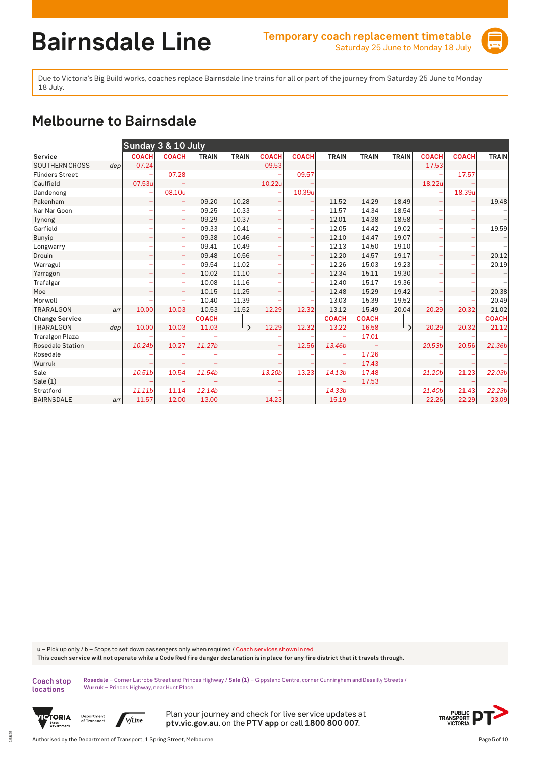# Bairnsdale Line

**Temporary coach replacement timetable**
Saturday 25 June to Monday 18 July

Due to Victoria's Big Build works, coaches replace Bairnsdale line trains for all or part of the journey from Saturday 25 June to Monday 18 July.

## Melbourne to Bairnsdale

| | | Sunday 3 & 10 July | | | | | | | | | | | |
|---|---|---|---|---|---|---|---|---|---|---|---|---|---|
| **Service** | | COACH | COACH | TRAIN | TRAIN | COACH | COACH | TRAIN | TRAIN | TRAIN | COACH | COACH | TRAIN |
| SOUTHERN CROSS | dep | 07.24 | | | | 09.53 | | | | | 17.53 | | |
| Flinders Street | | – | 07.28 | | | – | 09.57 | | | | – | 17.57 | |
| Caulfield | | 07.53u | – | | | 10.22u | – | | | | 18.22u | – | |
| Dandenong | | – | 08.10u | | | – | 10.39u | | | | – | 18.39u | |
| Pakenham | | – | – | 09.20 | 10.28 | – | – | 11.52 | 14.29 | 18.49 | – | – | 19.48 |
| Nar Nar Goon | | – | – | 09.25 | 10.33 | – | – | 11.57 | 14.34 | 18.54 | – | – | – |
| Tynong | | – | – | 09.29 | 10.37 | – | – | 12.01 | 14.38 | 18.58 | – | – | – |
| Garfield | | – | – | 09.33 | 10.41 | – | – | 12.05 | 14.42 | 19.02 | – | – | 19.59 |
| Bunyip | | – | – | 09.38 | 10.46 | – | – | 12.10 | 14.47 | 19.07 | – | – | – |
| Longwarry | | – | – | 09.41 | 10.49 | – | – | 12.13 | 14.50 | 19.10 | – | – | – |
| Drouin | | – | – | 09.48 | 10.56 | – | – | 12.20 | 14.57 | 19.17 | – | – | 20.12 |
| Warragul | | – | – | 09.54 | 11.02 | – | – | 12.26 | 15.03 | 19.23 | – | – | 20.19 |
| Yarragon | | – | – | 10.02 | 11.10 | – | – | 12.34 | 15.11 | 19.30 | – | – | – |
| Trafalgar | | – | – | 10.08 | 11.16 | – | – | 12.40 | 15.17 | 19.36 | – | – | – |
| Moe | | – | – | 10.15 | 11.25 | – | – | 12.48 | 15.29 | 19.42 | – | – | 20.38 |
| Morwell | | – | – | 10.40 | 11.39 | – | – | 13.03 | 15.39 | 19.52 | – | – | 20.49 |
| TRARALGON | arr | 10.00 | 10.03 | 10.53 | 11.52 | 12.29 | 12.32 | 13.12 | 15.49 | 20.04 | 20.29 | 20.32 | 21.02 |
| **Change Service** | | | | COACH | ↳ | | | COACH | COACH | ↳ | | | COACH |
| TRARALGON | dep | 10.00 | 10.03 | 11.03 | | 12.29 | 12.32 | 13.22 | 16.58 | | 20.29 | 20.32 | 21.12 |
| Traralgon Plaza | | – | – | – | | – | – | – | 17.01 | | – | – | – |
| Rosedale Station | | 10.24b | 10.27 | 11.27b | | – | 12.56 | 13.46b | – | | 20.53b | 20.56 | 21.36b |
| Rosedale | | – | – | – | | – | – | – | 17.26 | | – | – | – |
| Wurruk | | – | – | – | | – | – | – | 17.43 | | – | – | – |
| Sale | | 10.51b | 10.54 | 11.54b | | 13.20b | 13.23 | 14.13b | 17.48 | | 21.20b | 21.23 | 22.03b |
| Sale (1) | | – | – | – | | – | – | – | 17.53 | | – | – | – |
| Stratford | | 11.11b | 11.14 | 12.14b | | – | | 14.33b | | | 21.40b | 21.43 | 22.23b |
| BAIRNSDALE | arr | 11.57 | 12.00 | 13.00 | | 14.23 | | 15.19 | | | 22.26 | 22.29 | 23.09 |

**u** – Pick up only / **b** – Stops to set down passengers only when required / Coach services shown in red
**This coach service will not operate while a Code Red fire danger declaration is in place for any fire district that it travels through.**

**Coach stop locations**
**Rosedale** – Corner Latrobe Street and Princes Highway / **Sale (1)** – Gippsland Centre, corner Cunningham and Desailly Streets / **Wurruk** – Princes Highway, near Hunt Place

Plan your journey and check for live service updates at **ptv.vic.gov.au**, on the **PTV app** or call **1800 800 007**.

Authorised by the Department of Transport, 1 Spring Street, Melbourne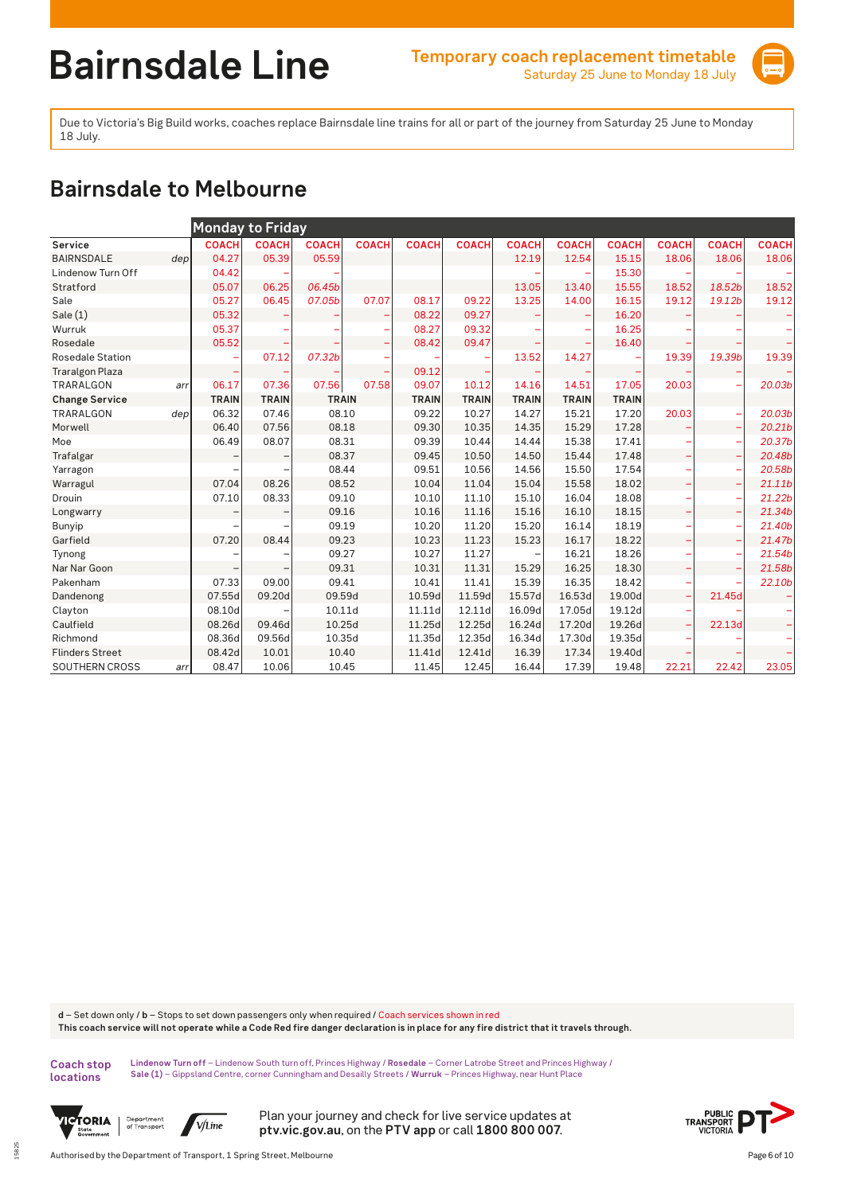# Bairnsdale Line

Temporary coach replacement timetable
Saturday 25 June to Monday 18 July

Due to Victoria's Big Build works, coaches replace Bairnsdale line trains for all or part of the journey from Saturday 25 June to Monday 18 July.

## Bairnsdale to Melbourne

| Monday to Friday | | | | | | | | | | | | | |
|---|---|---|---|---|---|---|---|---|---|---|---|---|---|
| Service | | COACH | COACH | COACH | COACH | COACH | COACH | COACH | COACH | COACH | COACH | COACH | COACH |
| BAIRNSDALE | dep | 04.27 | 05.39 | 05.59 | | | | 12.19 | 12.54 | 15.15 | 18.06 | 18.06 | 18.06 |
| Lindenow Turn Off | | 04.42 | – | – | | | | | | 15.30 | – | – | – |
| Stratford | | 05.07 | 06.25 | 06.45b | | | | 13.05 | 13.40 | 15.55 | 18.52 | 18.52b | 18.52 |
| Sale | | 05.27 | 06.45 | 07.05b | 07.07 | 08.17 | 09.22 | 13.25 | 14.00 | 16.15 | 19.12 | 19.12b | 19.12 |
| Sale (1) | | 05.32 | – | – | – | 08.22 | 09.27 | – | – | 16.20 | – | – | – |
| Wurruk | | 05.37 | – | – | – | 08.27 | 09.32 | – | – | 16.25 | – | – | – |
| Rosedale | | 05.52 | – | – | – | 08.42 | 09.47 | – | – | 16.40 | – | – | – |
| Rosedale Station | | – | 07.12 | 07.32b | – | – | – | 13.52 | 14.27 | – | 19.39 | 19.39b | 19.39 |
| Traralgon Plaza | | – | – | – | – | 09.12 | – | – | – | – | – | – | – |
| TRARALGON | arr | 06.17 | 07.36 | 07.56 | 07.58 | 09.07 | 10.12 | 14.16 | 14.51 | 17.05 | 20.03 | – | 20.03b |
| Change Service | | TRAIN | TRAIN | TRAIN | | TRAIN | TRAIN | TRAIN | TRAIN | TRAIN | | | |
| TRARALGON | dep | 06.32 | 07.46 | 08.10 | | 09.22 | 10.27 | 14.27 | 15.21 | 17.20 | 20.03 | – | 20.03b |
| Morwell | | 06.40 | 07.56 | 08.18 | | 09.30 | 10.35 | 14.35 | 15.29 | 17.28 | – | – | 20.21b |
| Moe | | 06.49 | 08.07 | 08.31 | | 09.39 | 10.44 | 14.44 | 15.38 | 17.41 | – | – | 20.37b |
| Trafalgar | | – | – | 08.37 | | 09.45 | 10.50 | 14.50 | 15.44 | 17.48 | – | – | 20.48b |
| Yarragon | | – | – | 08.44 | | 09.51 | 10.56 | 14.56 | 15.50 | 17.54 | – | – | 20.58b |
| Warragul | | 07.04 | 08.26 | 08.52 | | 10.04 | 11.04 | 15.04 | 15.58 | 18.02 | – | – | 21.11b |
| Drouin | | 07.10 | 08.33 | 09.10 | | 10.10 | 11.10 | 15.10 | 16.04 | 18.08 | – | – | 21.22b |
| Longwarry | | – | – | 09.16 | | 10.16 | 11.16 | 15.16 | 16.10 | 18.15 | – | – | 21.34b |
| Bunyip | | – | – | 09.19 | | 10.20 | 11.20 | 15.20 | 16.14 | 18.19 | – | – | 21.40b |
| Garfield | | 07.20 | 08.44 | 09.23 | | 10.23 | 11.23 | 15.23 | 16.17 | 18.22 | – | – | 21.47b |
| Tynong | | – | – | 09.27 | | 10.27 | 11.27 | – | 16.21 | 18.26 | – | – | 21.54b |
| Nar Nar Goon | | – | – | 09.31 | | 10.31 | 11.31 | 15.29 | 16.25 | 18.30 | – | – | 21.58b |
| Pakenham | | 07.33 | 09.00 | 09.41 | | 10.41 | 11.41 | 15.39 | 16.35 | 18.42 | – | – | 22.10b |
| Dandenong | | 07.55d | 09.20d | 09.59d | | 10.59d | 11.59d | 15.57d | 16.53d | 19.00d | – | 21.45d | – |
| Clayton | | 08.10d | – | 10.11d | | 11.11d | 12.11d | 16.09d | 17.05d | 19.12d | – | – | – |
| Caulfield | | 08.26d | 09.46d | 10.25d | | 11.25d | 12.25d | 16.24d | 17.20d | 19.26d | – | 22.13d | – |
| Richmond | | 08.36d | 09.56d | 10.35d | | 11.35d | 12.35d | 16.34d | 17.30d | 19.35d | – | – | – |
| Flinders Street | | 08.42d | 10.01 | 10.40 | | 11.41d | 12.41d | 16.39 | 17.34 | 19.40d | – | – | – |
| SOUTHERN CROSS | arr | 08.47 | 10.06 | 10.45 | | 11.45 | 12.45 | 16.44 | 17.39 | 19.48 | 22.21 | 22.42 | 23.05 |

**d** – Set down only / **b** – Stops to set down passengers only when required / Coach services shown in red
**This coach service will not operate while a Code Red fire danger declaration is in place for any fire district that it travels through.**

**Coach stop locations**
**Lindenow Turn off** – Lindenow South turn off, Princes Highway / **Rosedale** – Corner Latrobe Street and Princes Highway / **Sale (1)** – Gippsland Centre, corner Cunningham and Desailly Streets / **Wurruk** – Princes Highway, near Hunt Place

Plan your journey and check for live service updates at **ptv.vic.gov.au**, on the **PTV app** or call **1800 800 007**.

Authorised by the Department of Transport, 1 Spring Street, Melbourne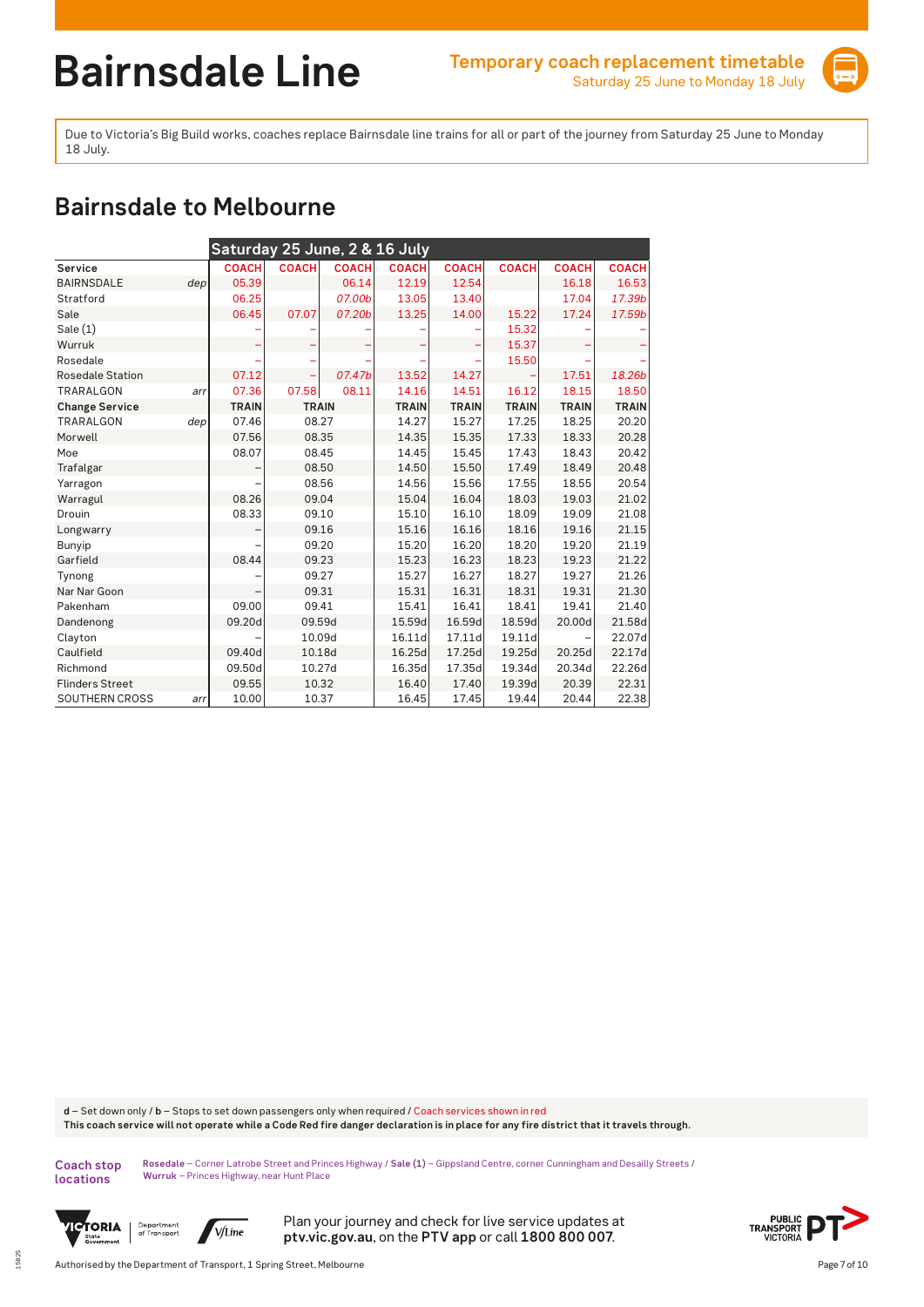# Bairnsdale Line

**Temporary coach replacement timetable**
Saturday 25 June to Monday 18 July

Due to Victoria's Big Build works, coaches replace Bairnsdale line trains for all or part of the journey from Saturday 25 June to Monday 18 July.

## Bairnsdale to Melbourne

| | | Saturday 25 June, 2 & 16 July | | | | | | | |
|---|---|---|---|---|---|---|---|---|---|
| **Service** | | COACH | COACH | COACH | COACH | COACH | COACH | COACH | COACH |
| BAIRNSDALE | *dep* | 05.39 | | 06.14 | 12.19 | 12.54 | | 16.18 | 16.53 |
| Stratford | | 06.25 | | *07.00b* | 13.05 | 13.40 | | 17.04 | *17.39b* |
| Sale | | 06.45 | 07.07 | *07.20b* | 13.25 | 14.00 | 15.22 | 17.24 | *17.59b* |
| Sale (1) | | – | – | – | – | – | 15.32 | – | – |
| Wurruk | | – | – | – | – | – | 15.37 | – | – |
| Rosedale | | – | – | – | – | – | 15.50 | – | – |
| Rosedale Station | | 07.12 | – | *07.47b* | 13.52 | 14.27 | – | 17.51 | *18.26b* |
| TRARALGON | *arr* | 07.36 | 07.58 | 08.11 | 14.16 | 14.51 | 16.12 | 18.15 | 18.50 |
| **Change Service** | | **TRAIN** | **TRAIN** | | **TRAIN** | **TRAIN** | **TRAIN** | **TRAIN** | **TRAIN** |
| TRARALGON | *dep* | 07.46 | 08.27 | | 14.27 | 15.27 | 17.25 | 18.25 | 20.20 |
| Morwell | | 07.56 | 08.35 | | 14.35 | 15.35 | 17.33 | 18.33 | 20.28 |
| Moe | | 08.07 | 08.45 | | 14.45 | 15.45 | 17.43 | 18.43 | 20.42 |
| Trafalgar | | – | 08.50 | | 14.50 | 15.50 | 17.49 | 18.49 | 20.48 |
| Yarragon | | – | 08.56 | | 14.56 | 15.56 | 17.55 | 18.55 | 20.54 |
| Warragul | | 08.26 | 09.04 | | 15.04 | 16.04 | 18.03 | 19.03 | 21.02 |
| Drouin | | 08.33 | 09.10 | | 15.10 | 16.10 | 18.09 | 19.09 | 21.08 |
| Longwarry | | – | 09.16 | | 15.16 | 16.16 | 18.16 | 19.16 | 21.15 |
| Bunyip | | – | 09.20 | | 15.20 | 16.20 | 18.20 | 19.20 | 21.19 |
| Garfield | | 08.44 | 09.23 | | 15.23 | 16.23 | 18.23 | 19.23 | 21.22 |
| Tynong | | – | 09.27 | | 15.27 | 16.27 | 18.27 | 19.27 | 21.26 |
| Nar Nar Goon | | – | 09.31 | | 15.31 | 16.31 | 18.31 | 19.31 | 21.30 |
| Pakenham | | 09.00 | 09.41 | | 15.41 | 16.41 | 18.41 | 19.41 | 21.40 |
| Dandenong | | 09.20d | 09.59d | | 15.59d | 16.59d | 18.59d | 20.00d | 21.58d |
| Clayton | | – | 10.09d | | 16.11d | 17.11d | 19.11d | – | 22.07d |
| Caulfield | | 09.40d | 10.18d | | 16.25d | 17.25d | 19.25d | 20.25d | 22.17d |
| Richmond | | 09.50d | 10.27d | | 16.35d | 17.35d | 19.34d | 20.34d | 22.26d |
| Flinders Street | | 09.55 | 10.32 | | 16.40 | 17.40 | 19.39d | 20.39 | 22.31 |
| SOUTHERN CROSS | *arr* | 10.00 | 10.37 | | 16.45 | 17.45 | 19.44 | 20.44 | 22.38 |

**d** – Set down only / **b** – Stops to set down passengers only when required / Coach services shown in red
**This coach service will not operate while a Code Red fire danger declaration is in place for any fire district that it travels through.**

**Coach stop locations**
**Rosedale** – Corner Latrobe Street and Princes Highway / **Sale (1)** – Gippsland Centre, corner Cunningham and Desailly Streets / **Wurruk** – Princes Highway, near Hunt Place

Plan your journey and check for live service updates at **ptv.vic.gov.au**, on the **PTV app** or call **1800 800 007**.

Authorised by the Department of Transport, 1 Spring Street, Melbourne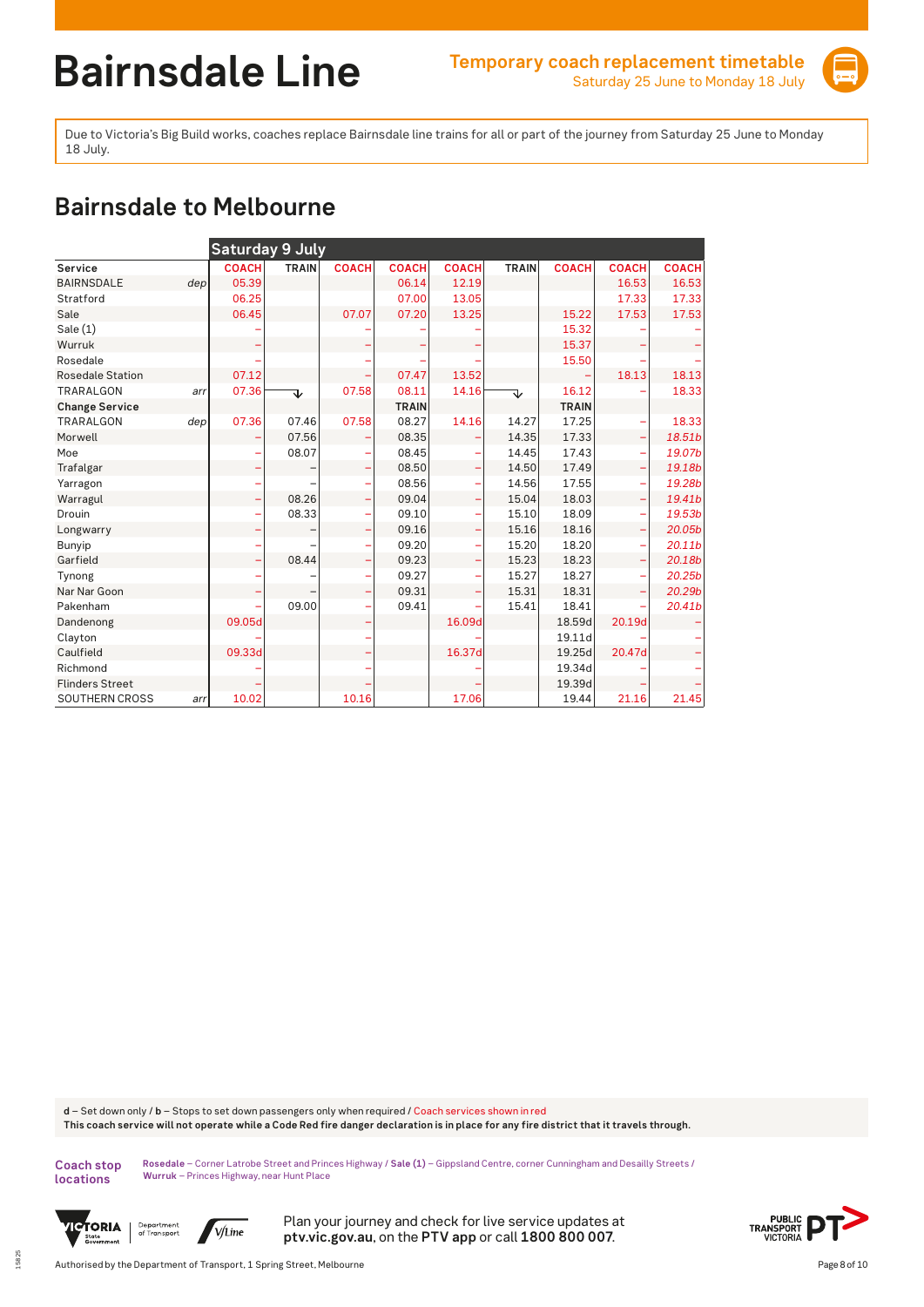# Bairnsdale Line

**Temporary coach replacement timetable**
Saturday 25 June to Monday 18 July

Due to Victoria's Big Build works, coaches replace Bairnsdale line trains for all or part of the journey from Saturday 25 June to Monday 18 July.

## Bairnsdale to Melbourne

| | | Saturday 9 July | | | | | | | | |
|---|---|---|---|---|---|---|---|---|---|---|
| **Service** | | **COACH** | **TRAIN** | **COACH** | **COACH** | **COACH** | **TRAIN** | **COACH** | **COACH** | **COACH** |
| BAIRNSDALE | dep | 05.39 | | | 06.14 | 12.19 | | | 16.53 | 16.53 |
| Stratford | | 06.25 | | | 07.00 | 13.05 | | | 17.33 | 17.33 |
| Sale | | 06.45 | | 07.07 | 07.20 | 13.25 | | 15.22 | 17.53 | 17.53 |
| Sale (1) | | – | | – | – | – | | 15.32 | – | – |
| Wurruk | | – | | – | – | – | | 15.37 | – | – |
| Rosedale | | – | | – | – | – | | 15.50 | – | – |
| Rosedale Station | | 07.12 | | – | 07.47 | 13.52 | | – | 18.13 | 18.13 |
| TRARALGON | arr | 07.36 | ↓ | 07.58 | 08.11 | 14.16 | ↓ | 16.12 | – | 18.33 |
| **Change Service** | | | | | **TRAIN** | | | **TRAIN** | | |
| TRARALGON | dep | 07.36 | 07.46 | 07.58 | 08.27 | 14.16 | 14.27 | 17.25 | – | 18.33 |
| Morwell | | – | 07.56 | – | 08.35 | – | 14.35 | 17.33 | – | *18.51b* |
| Moe | | – | 08.07 | – | 08.45 | – | 14.45 | 17.43 | – | *19.07b* |
| Trafalgar | | – | – | – | 08.50 | – | 14.50 | 17.49 | – | *19.18b* |
| Yarragon | | – | – | – | 08.56 | – | 14.56 | 17.55 | – | *19.28b* |
| Warragul | | – | 08.26 | – | 09.04 | – | 15.04 | 18.03 | – | *19.41b* |
| Drouin | | – | 08.33 | – | 09.10 | – | 15.10 | 18.09 | – | *19.53b* |
| Longwarry | | – | – | – | 09.16 | – | 15.16 | 18.16 | – | *20.05b* |
| Bunyip | | – | – | – | 09.20 | – | 15.20 | 18.20 | – | *20.11b* |
| Garfield | | – | 08.44 | – | 09.23 | – | 15.23 | 18.23 | – | *20.18b* |
| Tynong | | – | – | – | 09.27 | – | 15.27 | 18.27 | – | *20.25b* |
| Nar Nar Goon | | – | – | – | 09.31 | – | 15.31 | 18.31 | – | *20.29b* |
| Pakenham | | – | 09.00 | – | 09.41 | – | 15.41 | 18.41 | – | *20.41b* |
| Dandenong | | 09.05d | | – | | 16.09d | | 18.59d | 20.19d | – |
| Clayton | | – | | – | | – | | 19.11d | – | – |
| Caulfield | | 09.33d | | – | | 16.37d | | 19.25d | 20.47d | – |
| Richmond | | – | | – | | – | | 19.34d | – | – |
| Flinders Street | | – | | – | | – | | 19.39d | – | – |
| SOUTHERN CROSS | arr | 10.02 | | 10.16 | | 17.06 | | 19.44 | 21.16 | 21.45 |

**d** – Set down only / **b** – Stops to set down passengers only when required / Coach services shown in red
**This coach service will not operate while a Code Red fire danger declaration is in place for any fire district that it travels through.**

**Coach stop locations**
**Rosedale** – Corner Latrobe Street and Princes Highway / **Sale (1)** – Gippsland Centre, corner Cunningham and Desailly Streets / **Wurruk** – Princes Highway, near Hunt Place

Plan your journey and check for live service updates at **ptv.vic.gov.au**, on the **PTV app** or call **1800 800 007**.

Authorised by the Department of Transport, 1 Spring Street, Melbourne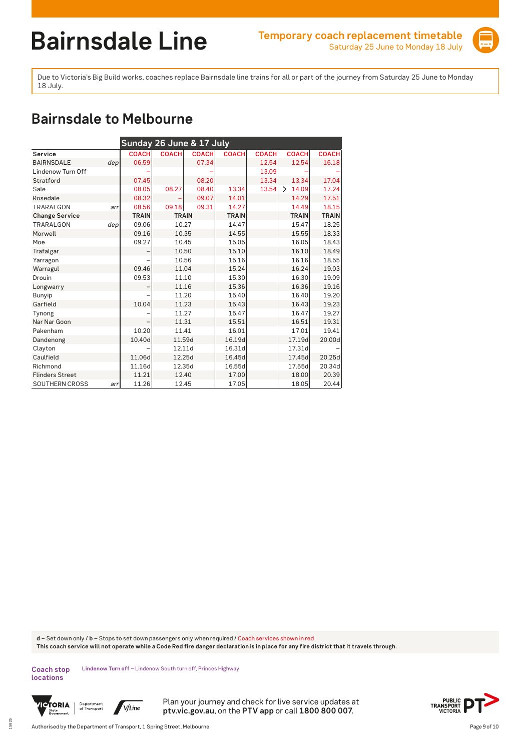# Bairnsdale Line

**Temporary coach replacement timetable**
Saturday 25 June to Monday 18 July

Due to Victoria's Big Build works, coaches replace Bairnsdale line trains for all or part of the journey from Saturday 25 June to Monday 18 July.

## Bairnsdale to Melbourne

| | | Sunday 26 June & 17 July | | | | | | |
|---|---|---|---|---|---|---|---|---|
| **Service** | | COACH | COACH | COACH | COACH | COACH | COACH | COACH |
| BAIRNSDALE | dep | 06.59 | | 07.34 | | 12.54 | 12.54 | 16.18 |
| Lindenow Turn Off | | – | | – | | 13.09 | – | – |
| Stratford | | 07.45 | | 08.20 | | 13.34 | 13.34 | 17.04 |
| Sale | | 08.05 | 08.27 | 08.40 | 13.34 | 13.54 → | 14.09 | 17.24 |
| Rosedale | | 08.32 | – | 09.07 | 14.01 | | 14.29 | 17.51 |
| TRARALGON | arr | 08.56 | 09.18 | 09.31 | 14.27 | | 14.49 | 18.15 |
| **Change Service** | | **TRAIN** | **TRAIN** | | **TRAIN** | | **TRAIN** | **TRAIN** |
| TRARALGON | dep | 09.06 | 10.27 | | 14.47 | | 15.47 | 18.25 |
| Morwell | | 09.16 | 10.35 | | 14.55 | | 15.55 | 18.33 |
| Moe | | 09.27 | 10.45 | | 15.05 | | 16.05 | 18.43 |
| Trafalgar | | – | 10.50 | | 15.10 | | 16.10 | 18.49 |
| Yarragon | | – | 10.56 | | 15.16 | | 16.16 | 18.55 |
| Warragul | | 09.46 | 11.04 | | 15.24 | | 16.24 | 19.03 |
| Drouin | | 09.53 | 11.10 | | 15.30 | | 16.30 | 19.09 |
| Longwarry | | – | 11.16 | | 15.36 | | 16.36 | 19.16 |
| Bunyip | | – | 11.20 | | 15.40 | | 16.40 | 19.20 |
| Garfield | | 10.04 | 11.23 | | 15.43 | | 16.43 | 19.23 |
| Tynong | | – | 11.27 | | 15.47 | | 16.47 | 19.27 |
| Nar Nar Goon | | – | 11.31 | | 15.51 | | 16.51 | 19.31 |
| Pakenham | | 10.20 | 11.41 | | 16.01 | | 17.01 | 19.41 |
| Dandenong | | 10.40d | 11.59d | | 16.19d | | 17.19d | 20.00d |
| Clayton | | – | 12.11d | | 16.31d | | 17.31d | – |
| Caulfield | | 11.06d | 12.25d | | 16.45d | | 17.45d | 20.25d |
| Richmond | | 11.16d | 12.35d | | 16.55d | | 17.55d | 20.34d |
| Flinders Street | | 11.21 | 12.40 | | 17.00 | | 18.00 | 20.39 |
| SOUTHERN CROSS | arr | 11.26 | 12.45 | | 17.05 | | 18.05 | 20.44 |

**d** – Set down only / **b** – Stops to set down passengers only when required / Coach services shown in red

**This coach service will not operate while a Code Red fire danger declaration is in place for any fire district that it travels through.**

**Coach stop locations**

**Lindenow Turn off** – Lindenow South turn off, Princes Highway

Plan your journey and check for live service updates at **ptv.vic.gov.au**, on the **PTV app** or call **1800 800 007**.

Authorised by the Department of Transport, 1 Spring Street, Melbourne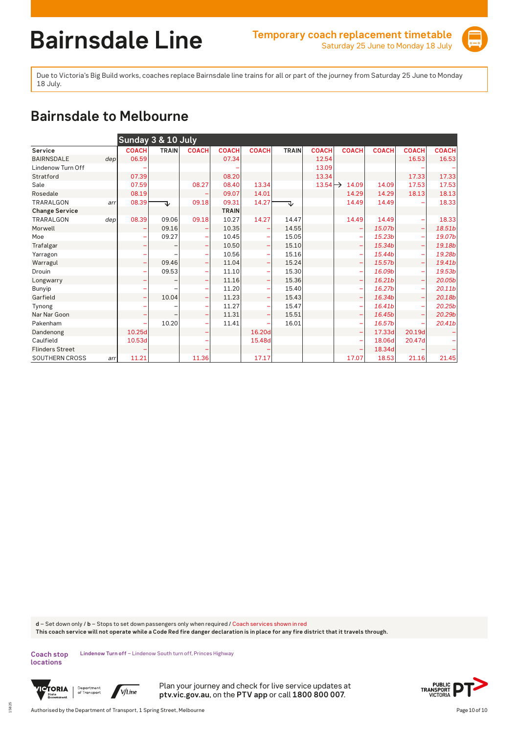# Bairnsdale Line

**Temporary coach replacement timetable**
Saturday 25 June to Monday 18 July

Due to Victoria's Big Build works, coaches replace Bairnsdale line trains for all or part of the journey from Saturday 25 June to Monday 18 July.

## Bairnsdale to Melbourne

| | | Sunday 3 & 10 July | | | | | | | | | | |
|---|---|---|---|---|---|---|---|---|---|---|---|---|
| **Service** | | **COACH** | **TRAIN** | **COACH** | **COACH** | **COACH** | **TRAIN** | **COACH** | **COACH** | **COACH** | **COACH** | **COACH** |
| BAIRNSDALE | dep | 06.59 | | | 07.34 | | | 12.54 | | | 16.53 | 16.53 |
| Lindenow Turn Off | | – | | | – | | | 13.09 | | | – | – |
| Stratford | | 07.39 | | | 08.20 | | | 13.34 | | | 17.33 | 17.33 |
| Sale | | 07.59 | | 08.27 | 08.40 | 13.34 | | 13.54 → | 14.09 | 14.09 | 17.53 | 17.53 |
| Rosedale | | 08.19 | | – | 09.07 | 14.01 | | | 14.29 | 14.29 | 18.13 | 18.13 |
| TRARALGON | arr | 08.39 → | | 09.18 | 09.31 | 14.27 → | | | 14.49 | 14.49 | – | 18.33 |
| **Change Service** | | | | | **TRAIN** | | | | | | | |
| TRARALGON | dep | 08.39 | 09.06 | 09.18 | 10.27 | 14.27 | 14.47 | | 14.49 | 14.49 | – | 18.33 |
| Morwell | | – | 09.16 | – | 10.35 | – | 14.55 | | – | 15.07b | – | 18.51b |
| Moe | | – | 09.27 | – | 10.45 | – | 15.05 | | – | 15.23b | – | 19.07b |
| Trafalgar | | – | – | – | 10.50 | – | 15.10 | | – | 15.34b | – | 19.18b |
| Yarragon | | – | – | – | 10.56 | – | 15.16 | | – | 15.44b | – | 19.28b |
| Warragul | | – | 09.46 | – | 11.04 | – | 15.24 | | – | 15.57b | – | 19.41b |
| Drouin | | – | 09.53 | – | 11.10 | – | 15.30 | | – | 16.09b | – | 19.53b |
| Longwarry | | – | – | – | 11.16 | – | 15.36 | | – | 16.21b | – | 20.05b |
| Bunyip | | – | – | – | 11.20 | – | 15.40 | | – | 16.27b | – | 20.11b |
| Garfield | | – | 10.04 | – | 11.23 | – | 15.43 | | – | 16.34b | – | 20.18b |
| Tynong | | – | – | – | 11.27 | – | 15.47 | | – | 16.41b | – | 20.25b |
| Nar Nar Goon | | – | – | – | 11.31 | – | 15.51 | | – | 16.45b | – | 20.29b |
| Pakenham | | – | 10.20 | – | 11.41 | – | 16.01 | | – | 16.57b | – | 20.41b |
| Dandenong | | 10.25d | | – | | 16.20d | | | – | 17.33d | 20.19d | – |
| Caulfield | | 10.53d | | – | | 15.48d | | | – | 18.06d | 20.47d | – |
| Flinders Street | | – | | – | | – | | | – | 18.34d | – | – |
| SOUTHERN CROSS | arr | 11.21 | | 11.36 | | 17.17 | | | 17.07 | 18.53 | 21.16 | 21.45 |

**d** – Set down only / **b** – Stops to set down passengers only when required / Coach services shown in red
**This coach service will not operate while a Code Red fire danger declaration is in place for any fire district that it travels through.**

**Coach stop locations**
**Lindenow Turn off** – Lindenow South turn off, Princes Highway

Plan your journey and check for live service updates at **ptv.vic.gov.au**, on the **PTV app** or call **1800 800 007**.

Authorised by the Department of Transport, 1 Spring Street, Melbourne